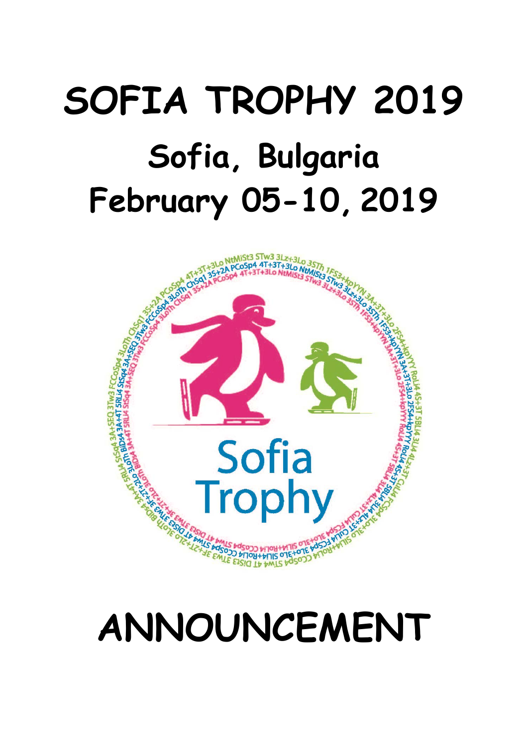# SOFIA TROPHY 2019

## Sofia, Bulgaria

## February 05-10, 2019

# ANNOUNCEMENT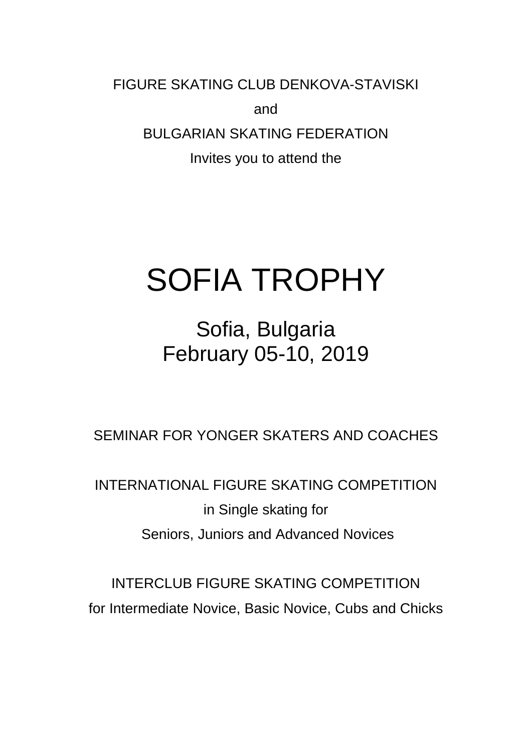FIGURE SKATING CLUB DENKOVA-STAVISKI

and

BULGARIAN SKATING FEDERATION

Invites you to attend the

# SOFIA TROPHY

## Sofia, Bulgaria
## February 05-10, 2019

SEMINAR FOR YONGER SKATERS AND COACHES

INTERNATIONAL FIGURE SKATING COMPETITION

in Single skating for

Seniors, Juniors and Advanced Novices

INTERCLUB FIGURE SKATING COMPETITION

for Intermediate Novice, Basic Novice, Cubs and Chicks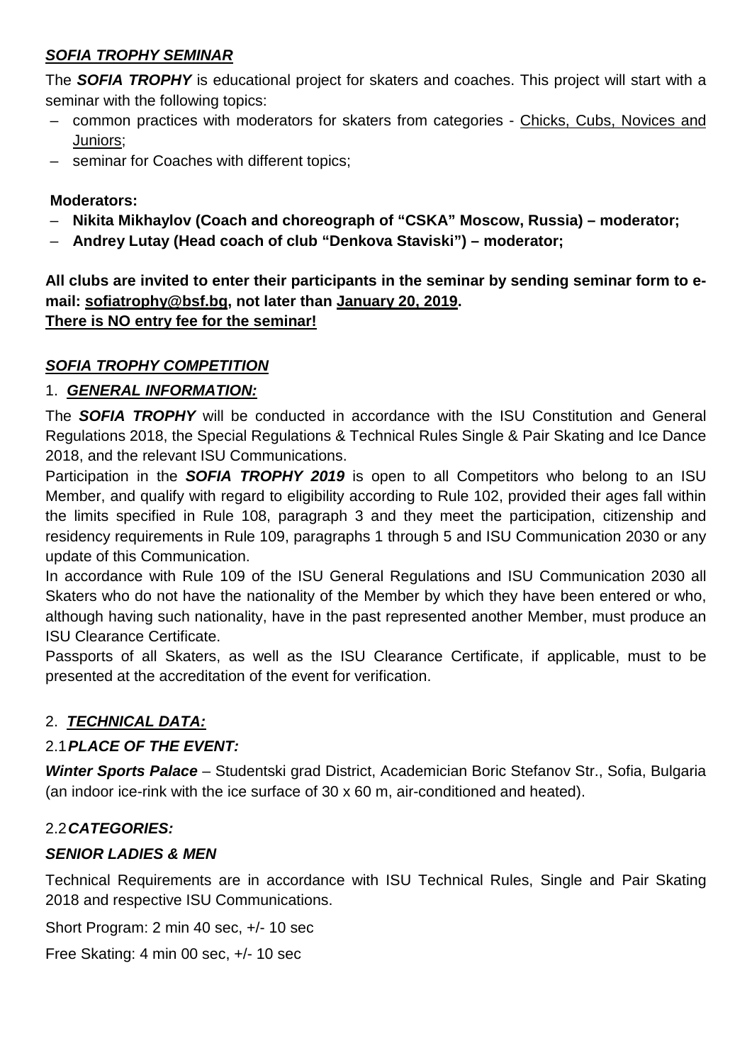## ***SOFIA TROPHY SEMINAR***

The ***SOFIA TROPHY*** is educational project for skaters and coaches. This project will start with a seminar with the following topics:

- common practices with moderators for skaters from categories - Chicks, Cubs, Novices and Juniors;
- seminar for Coaches with different topics;

**Moderators:**

- **Nikita Mikhaylov (Coach and choreograph of "CSKA" Moscow, Russia) – moderator;**
- **Andrey Lutay (Head coach of club "Denkova Staviski") – moderator;**

**All clubs are invited to enter their participants in the seminar by sending seminar form to e-mail: sofiatrophy@bsf.bg, not later than January 20, 2019.**
**There is NO entry fee for the seminar!**

## ***SOFIA TROPHY COMPETITION***

### 1. ***GENERAL INFORMATION:***

The ***SOFIA TROPHY*** will be conducted in accordance with the ISU Constitution and General Regulations 2018, the Special Regulations & Technical Rules Single & Pair Skating and Ice Dance 2018, and the relevant ISU Communications.

Participation in the ***SOFIA TROPHY 2019*** is open to all Competitors who belong to an ISU Member, and qualify with regard to eligibility according to Rule 102, provided their ages fall within the limits specified in Rule 108, paragraph 3 and they meet the participation, citizenship and residency requirements in Rule 109, paragraphs 1 through 5 and ISU Communication 2030 or any update of this Communication.

In accordance with Rule 109 of the ISU General Regulations and ISU Communication 2030 all Skaters who do not have the nationality of the Member by which they have been entered or who, although having such nationality, have in the past represented another Member, must produce an ISU Clearance Certificate.

Passports of all Skaters, as well as the ISU Clearance Certificate, if applicable, must to be presented at the accreditation of the event for verification.

### 2. ***TECHNICAL DATA:***

#### 2.1 ***PLACE OF THE EVENT:***

***Winter Sports Palace*** – Studentski grad District, Academician Boric Stefanov Str., Sofia, Bulgaria (an indoor ice-rink with the ice surface of 30 x 60 m, air-conditioned and heated).

#### 2.2 ***CATEGORIES:***

***SENIOR LADIES & MEN***

Technical Requirements are in accordance with ISU Technical Rules, Single and Pair Skating 2018 and respective ISU Communications.

Short Program: 2 min 40 sec, +/- 10 sec

Free Skating: 4 min 00 sec, +/- 10 sec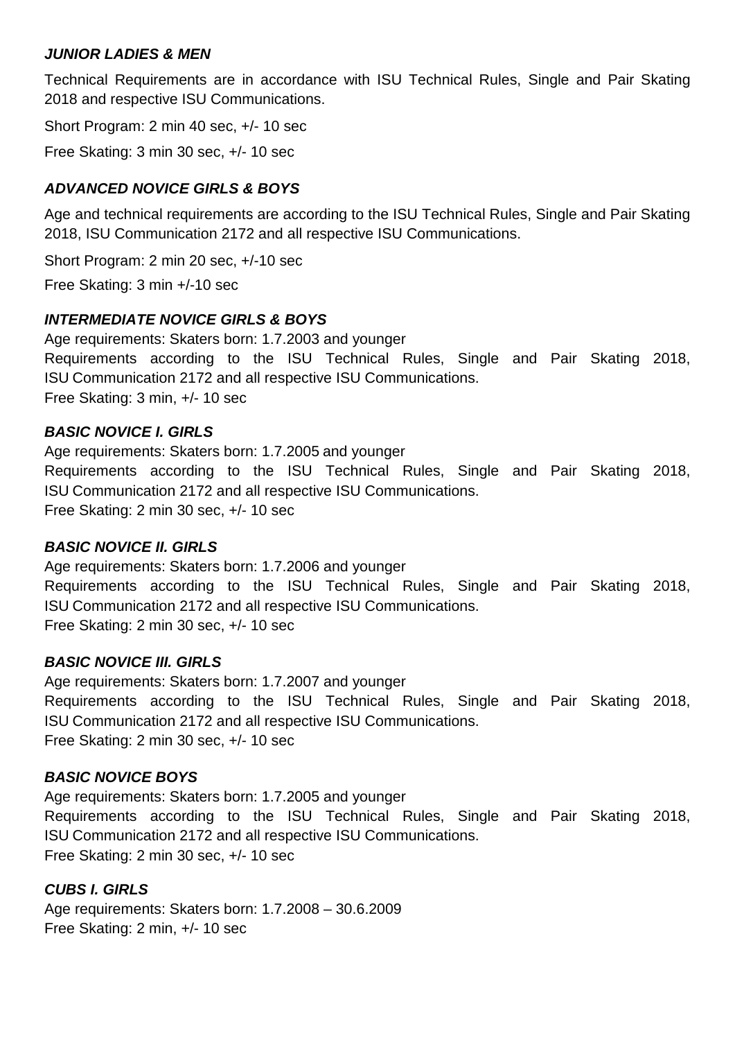### ***JUNIOR LADIES & MEN***

Technical Requirements are in accordance with ISU Technical Rules, Single and Pair Skating 2018 and respective ISU Communications.

Short Program: 2 min 40 sec, +/- 10 sec

Free Skating: 3 min 30 sec, +/- 10 sec

### ***ADVANCED NOVICE GIRLS & BOYS***

Age and technical requirements are according to the ISU Technical Rules, Single and Pair Skating 2018, ISU Communication 2172 and all respective ISU Communications.

Short Program: 2 min 20 sec, +/-10 sec

Free Skating: 3 min +/-10 sec

### ***INTERMEDIATE NOVICE GIRLS & BOYS***

Age requirements: Skaters born: 1.7.2003 and younger
Requirements according to the ISU Technical Rules, Single and Pair Skating 2018, ISU Communication 2172 and all respective ISU Communications.
Free Skating: 3 min, +/- 10 sec

### ***BASIC NOVICE I. GIRLS***

Age requirements: Skaters born: 1.7.2005 and younger
Requirements according to the ISU Technical Rules, Single and Pair Skating 2018, ISU Communication 2172 and all respective ISU Communications.
Free Skating: 2 min 30 sec, +/- 10 sec

### ***BASIC NOVICE II. GIRLS***

Age requirements: Skaters born: 1.7.2006 and younger
Requirements according to the ISU Technical Rules, Single and Pair Skating 2018, ISU Communication 2172 and all respective ISU Communications.
Free Skating: 2 min 30 sec, +/- 10 sec

### ***BASIC NOVICE III. GIRLS***

Age requirements: Skaters born: 1.7.2007 and younger
Requirements according to the ISU Technical Rules, Single and Pair Skating 2018, ISU Communication 2172 and all respective ISU Communications.
Free Skating: 2 min 30 sec, +/- 10 sec

### ***BASIC NOVICE BOYS***

Age requirements: Skaters born: 1.7.2005 and younger
Requirements according to the ISU Technical Rules, Single and Pair Skating 2018, ISU Communication 2172 and all respective ISU Communications.
Free Skating: 2 min 30 sec, +/- 10 sec

### ***CUBS I. GIRLS***

Age requirements: Skaters born: 1.7.2008 – 30.6.2009
Free Skating: 2 min, +/- 10 sec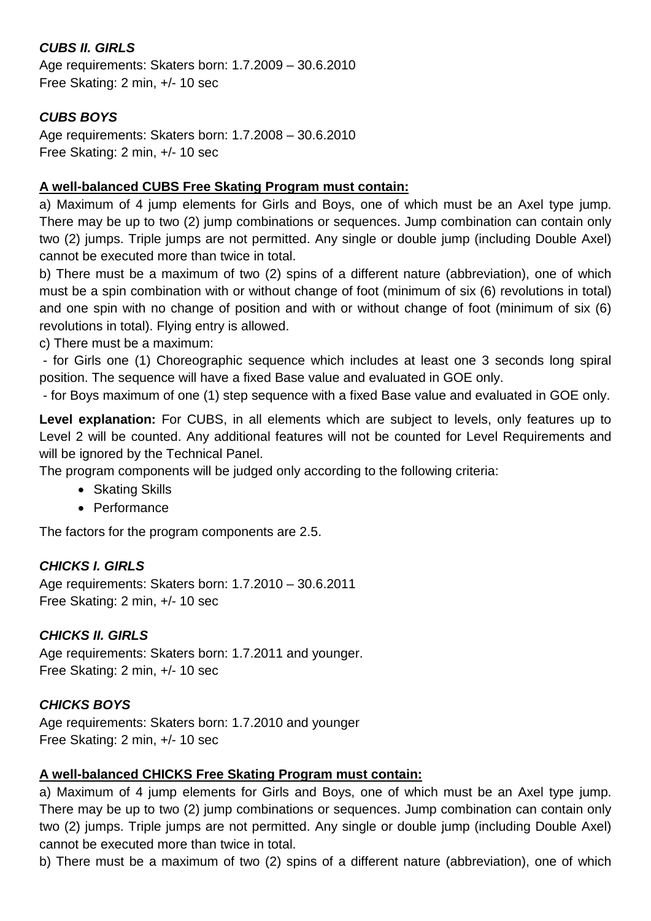***CUBS II. GIRLS***

Age requirements: Skaters born: 1.7.2009 – 30.6.2010
Free Skating: 2 min, +/- 10 sec

***CUBS BOYS***

Age requirements: Skaters born: 1.7.2008 – 30.6.2010
Free Skating: 2 min, +/- 10 sec

**A well-balanced CUBS Free Skating Program must contain:**

a) Maximum of 4 jump elements for Girls and Boys, one of which must be an Axel type jump. There may be up to two (2) jump combinations or sequences. Jump combination can contain only two (2) jumps. Triple jumps are not permitted. Any single or double jump (including Double Axel) cannot be executed more than twice in total.

b) There must be a maximum of two (2) spins of a different nature (abbreviation), one of which must be a spin combination with or without change of foot (minimum of six (6) revolutions in total) and one spin with no change of position and with or without change of foot (minimum of six (6) revolutions in total). Flying entry is allowed.

c) There must be a maximum:

- for Girls one (1) Choreographic sequence which includes at least one 3 seconds long spiral position. The sequence will have a fixed Base value and evaluated in GOE only.
- for Boys maximum of one (1) step sequence with a fixed Base value and evaluated in GOE only.

**Level explanation:** For CUBS, in all elements which are subject to levels, only features up to Level 2 will be counted. Any additional features will not be counted for Level Requirements and will be ignored by the Technical Panel.

The program components will be judged only according to the following criteria:

- Skating Skills
- Performance

The factors for the program components are 2.5.

***CHICKS I. GIRLS***

Age requirements: Skaters born: 1.7.2010 – 30.6.2011
Free Skating: 2 min, +/- 10 sec

***CHICKS II. GIRLS***

Age requirements: Skaters born: 1.7.2011 and younger.
Free Skating: 2 min, +/- 10 sec

***CHICKS BOYS***

Age requirements: Skaters born: 1.7.2010 and younger
Free Skating: 2 min, +/- 10 sec

**A well-balanced CHICKS Free Skating Program must contain:**

a) Maximum of 4 jump elements for Girls and Boys, one of which must be an Axel type jump. There may be up to two (2) jump combinations or sequences. Jump combination can contain only two (2) jumps. Triple jumps are not permitted. Any single or double jump (including Double Axel) cannot be executed more than twice in total.

b) There must be a maximum of two (2) spins of a different nature (abbreviation), one of which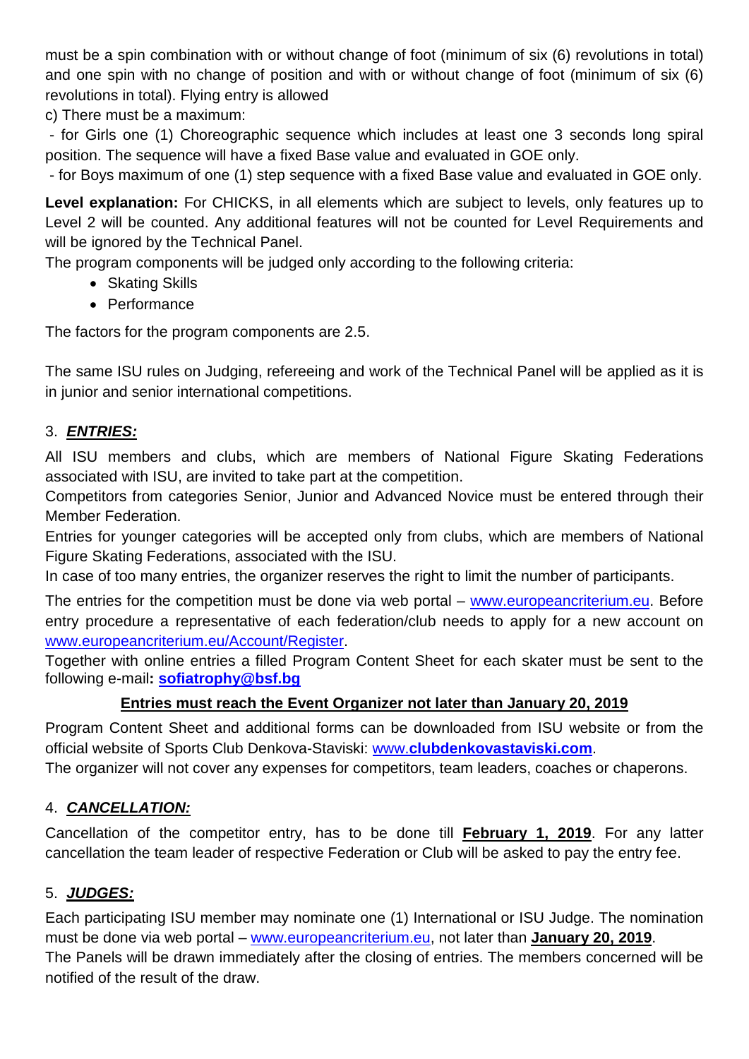must be a spin combination with or without change of foot (minimum of six (6) revolutions in total) and one spin with no change of position and with or without change of foot (minimum of six (6) revolutions in total). Flying entry is allowed

c) There must be a maximum:

- for Girls one (1) Choreographic sequence which includes at least one 3 seconds long spiral position. The sequence will have a fixed Base value and evaluated in GOE only.
- for Boys maximum of one (1) step sequence with a fixed Base value and evaluated in GOE only.

**Level explanation:** For CHICKS, in all elements which are subject to levels, only features up to Level 2 will be counted. Any additional features will not be counted for Level Requirements and will be ignored by the Technical Panel.

The program components will be judged only according to the following criteria:

- Skating Skills
- Performance

The factors for the program components are 2.5.

The same ISU rules on Judging, refereeing and work of the Technical Panel will be applied as it is in junior and senior international competitions.

## 3. ***ENTRIES:***

All ISU members and clubs, which are members of National Figure Skating Federations associated with ISU, are invited to take part at the competition.

Competitors from categories Senior, Junior and Advanced Novice must be entered through their Member Federation.

Entries for younger categories will be accepted only from clubs, which are members of National Figure Skating Federations, associated with the ISU.

In case of too many entries, the organizer reserves the right to limit the number of participants.

The entries for the competition must be done via web portal – www.europeancriterium.eu. Before entry procedure a representative of each federation/club needs to apply for a new account on www.europeancriterium.eu/Account/Register.

Together with online entries a filled Program Content Sheet for each skater must be sent to the following e-mail**: sofiatrophy@bsf.bg**

**Entries must reach the Event Organizer not later than January 20, 2019**

Program Content Sheet and additional forms can be downloaded from ISU website or from the official website of Sports Club Denkova-Staviski: www.**clubdenkovastaviski.com**.

The organizer will not cover any expenses for competitors, team leaders, coaches or chaperons.

## 4. ***CANCELLATION:***

Cancellation of the competitor entry, has to be done till **February 1, 2019**. For any latter cancellation the team leader of respective Federation or Club will be asked to pay the entry fee.

## 5. ***JUDGES:***

Each participating ISU member may nominate one (1) International or ISU Judge. The nomination must be done via web portal – www.europeancriterium.eu, not later than **January 20, 2019**.

The Panels will be drawn immediately after the closing of entries. The members concerned will be notified of the result of the draw.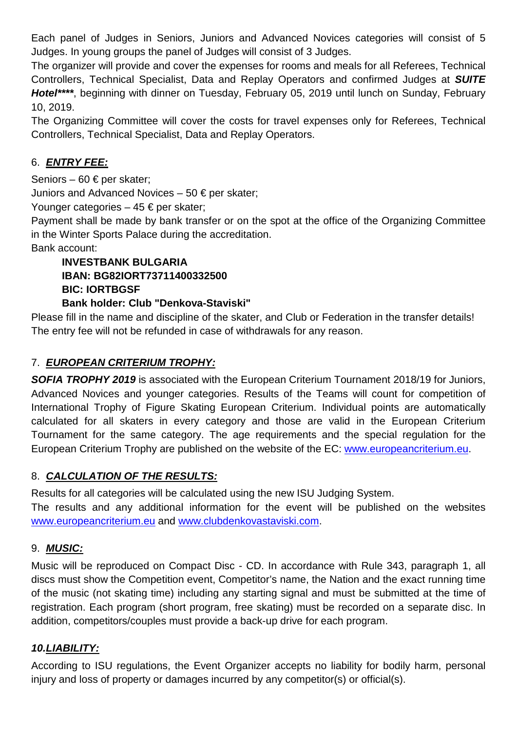Each panel of Judges in Seniors, Juniors and Advanced Novices categories will consist of 5 Judges. In young groups the panel of Judges will consist of 3 Judges.

The organizer will provide and cover the expenses for rooms and meals for all Referees, Technical Controllers, Technical Specialist, Data and Replay Operators and confirmed Judges at ***SUITE Hotel*****, beginning with dinner on Tuesday, February 05, 2019 until lunch on Sunday, February 10, 2019.

The Organizing Committee will cover the costs for travel expenses only for Referees, Technical Controllers, Technical Specialist, Data and Replay Operators.

## 6. ***ENTRY FEE:***

Seniors – 60 € per skater;

Juniors and Advanced Novices – 50 € per skater;

Younger categories – 45 € per skater;

Payment shall be made by bank transfer or on the spot at the office of the Organizing Committee in the Winter Sports Palace during the accreditation.

Bank account:

> **INVESTBANK BULGARIA**
> **IBAN: BG82IORT73711400332500**
> **BIC: IORTBGSF**
> **Bank holder: Club "Denkova-Staviski"**

Please fill in the name and discipline of the skater, and Club or Federation in the transfer details! The entry fee will not be refunded in case of withdrawals for any reason.

## 7. ***EUROPEAN CRITERIUM TROPHY:***

***SOFIA TROPHY 2019*** is associated with the European Criterium Tournament 2018/19 for Juniors, Advanced Novices and younger categories. Results of the Teams will count for competition of International Trophy of Figure Skating European Criterium. Individual points are automatically calculated for all skaters in every category and those are valid in the European Criterium Tournament for the same category. The age requirements and the special regulation for the European Criterium Trophy are published on the website of the EC: www.europeancriterium.eu.

## 8. ***CALCULATION OF THE RESULTS:***

Results for all categories will be calculated using the new ISU Judging System.

The results and any additional information for the event will be published on the websites www.europeancriterium.eu and www.clubdenkovastaviski.com.

## 9. ***MUSIC:***

Music will be reproduced on Compact Disc - CD. In accordance with Rule 343, paragraph 1, all discs must show the Competition event, Competitor's name, the Nation and the exact running time of the music (not skating time) including any starting signal and must be submitted at the time of registration. Each program (short program, free skating) must be recorded on a separate disc. In addition, competitors/couples must provide a back-up drive for each program.

## ***10.LIABILITY:***

According to ISU regulations, the Event Organizer accepts no liability for bodily harm, personal injury and loss of property or damages incurred by any competitor(s) or official(s).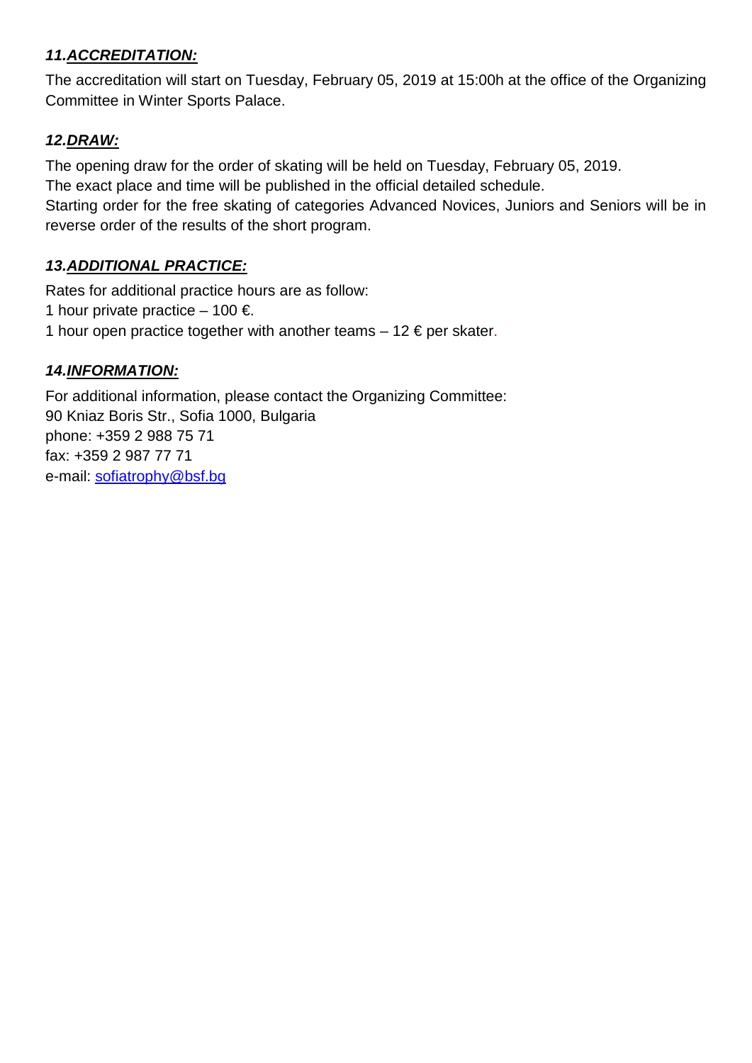### ***11.<u>ACCREDITATION:</u>***

The accreditation will start on Tuesday, February 05, 2019 at 15:00h at the office of the Organizing Committee in Winter Sports Palace.

### ***12.<u>DRAW:</u>***

The opening draw for the order of skating will be held on Tuesday, February 05, 2019.
The exact place and time will be published in the official detailed schedule.
Starting order for the free skating of categories Advanced Novices, Juniors and Seniors will be in reverse order of the results of the short program.

### ***13.<u>ADDITIONAL PRACTICE:</u>***

Rates for additional practice hours are as follow:
1 hour private practice – 100 €.
1 hour open practice together with another teams – 12 € per skater.

### ***14.<u>INFORMATION:</u>***

For additional information, please contact the Organizing Committee:
90 Kniaz Boris Str., Sofia 1000, Bulgaria
phone: +359 2 988 75 71
fax: +359 2 987 77 71
e-mail: sofiatrophy@bsf.bg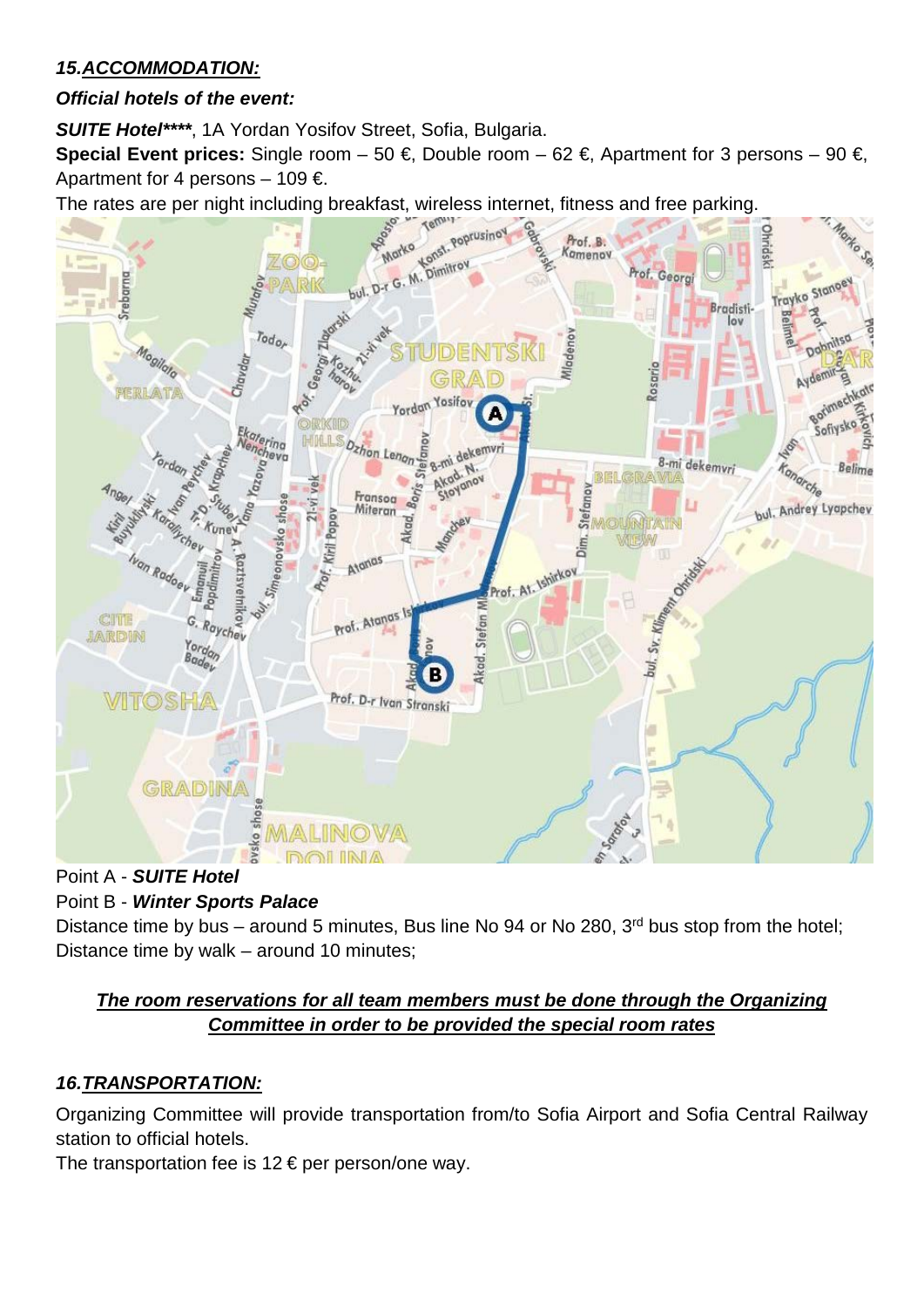## *15.ACCOMMODATION:*

***Official hotels of the event:***

***SUITE Hotel*****, 1A Yordan Yosifov Street, Sofia, Bulgaria.

**Special Event prices:** Single room – 50 €, Double room – 62 €, Apartment for 3 persons – 90 €, Apartment for 4 persons – 109 €.

The rates are per night including breakfast, wireless internet, fitness and free parking.

Point A - ***SUITE Hotel***

Point B - ***Winter Sports Palace***

Distance time by bus – around 5 minutes, Bus line No 94 or No 280, 3rd bus stop from the hotel;

Distance time by walk – around 10 minutes;

***The room reservations for all team members must be done through the Organizing Committee in order to be provided the special room rates***

## *16.TRANSPORTATION:*

Organizing Committee will provide transportation from/to Sofia Airport and Sofia Central Railway station to official hotels.

The transportation fee is 12 € per person/one way.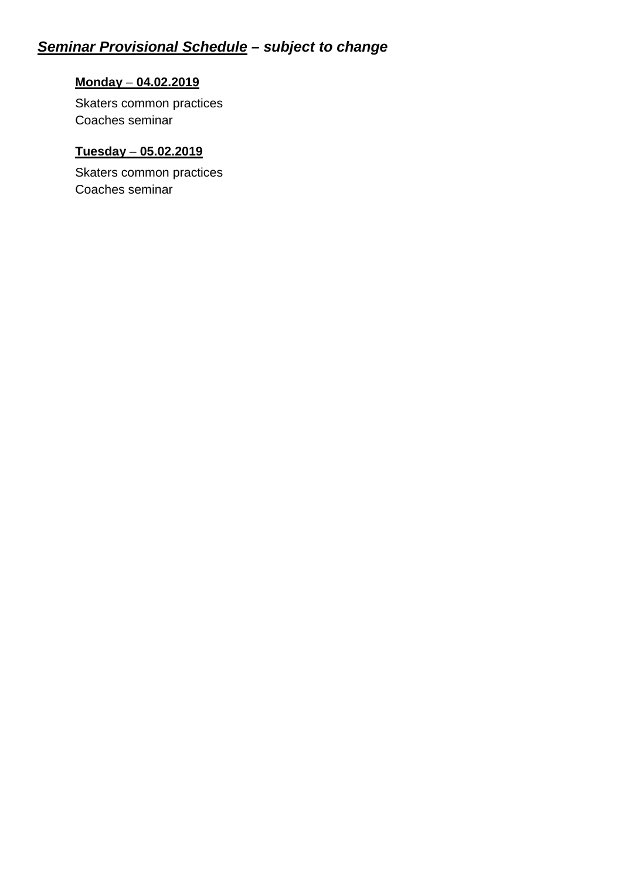## ***Seminar Provisional Schedule – subject to change***

**Monday – 04.02.2019**

Skaters common practices
Coaches seminar

**Tuesday – 05.02.2019**

Skaters common practices
Coaches seminar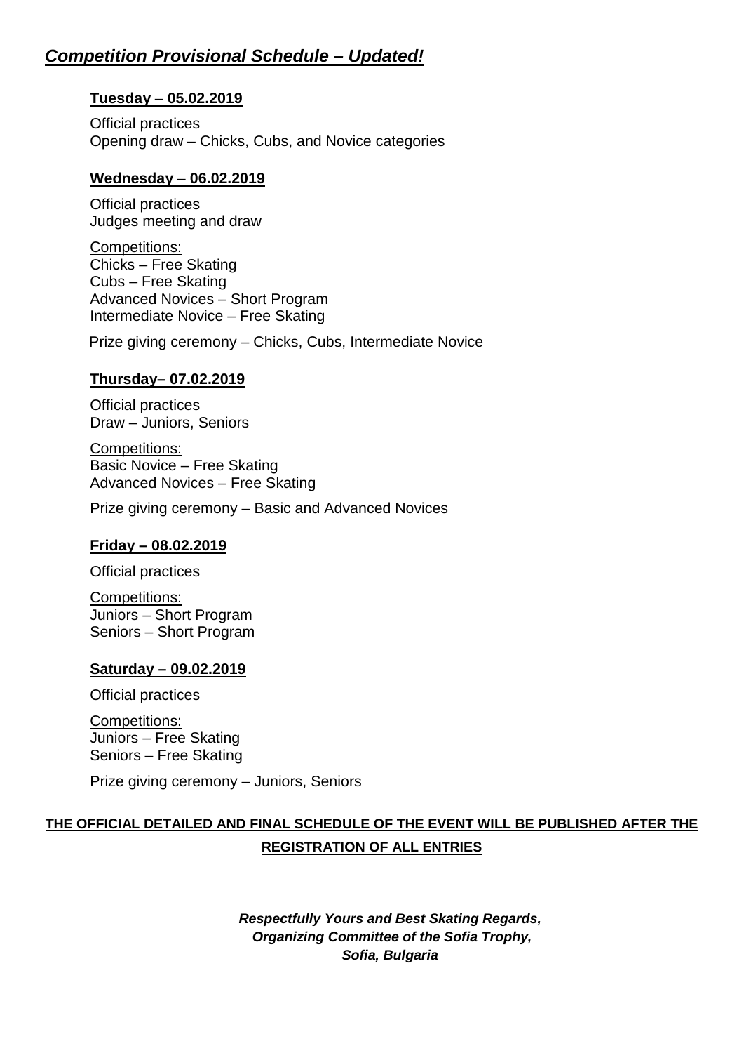## ***Competition Provisional Schedule – Updated!***

**Tuesday – 05.02.2019**

Official practices
Opening draw – Chicks, Cubs, and Novice categories

**Wednesday – 06.02.2019**

Official practices
Judges meeting and draw

Competitions:
Chicks – Free Skating
Cubs – Free Skating
Advanced Novices – Short Program
Intermediate Novice – Free Skating

Prize giving ceremony – Chicks, Cubs, Intermediate Novice

**Thursday– 07.02.2019**

Official practices
Draw – Juniors, Seniors

Competitions:
Basic Novice – Free Skating
Advanced Novices – Free Skating

Prize giving ceremony – Basic and Advanced Novices

**Friday – 08.02.2019**

Official practices

Competitions:
Juniors – Short Program
Seniors – Short Program

**Saturday – 09.02.2019**

Official practices

Competitions:
Juniors – Free Skating
Seniors – Free Skating

Prize giving ceremony – Juniors, Seniors

**THE OFFICIAL DETAILED AND FINAL SCHEDULE OF THE EVENT WILL BE PUBLISHED AFTER THE REGISTRATION OF ALL ENTRIES**

***Respectfully Yours and Best Skating Regards,***
***Organizing Committee of the Sofia Trophy,***
***Sofia, Bulgaria***